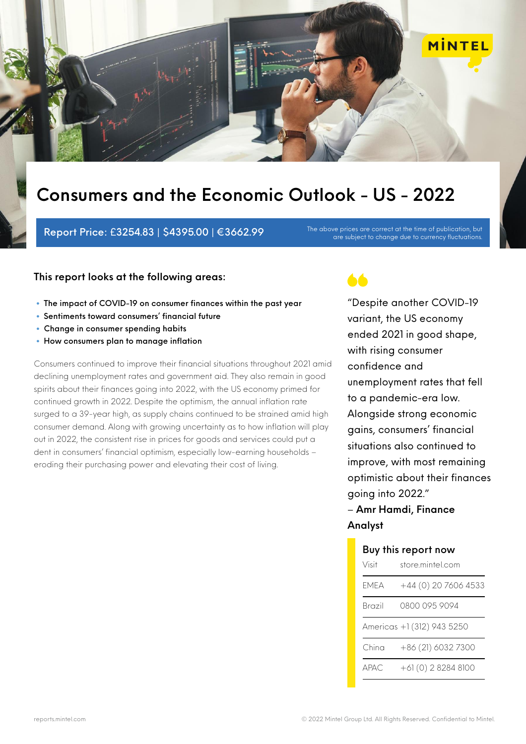# Consumers and the Economic Outlook - US - 2022

**Report Price: £3254.83 | $4395.00 | €3662.99**

The above prices are correct at the time of publication, but are subject to change due to currency fluctuations.

## This report looks at the following areas:

- The impact of COVID-19 on consumer finances within the past year
- Sentiments toward consumers' financial future
- Change in consumer spending habits
- How consumers plan to manage inflation

Consumers continued to improve their financial situations throughout 2021 amid declining unemployment rates and government aid. They also remain in good spirits about their finances going into 2022, with the US economy primed for continued growth in 2022. Despite the optimism, the annual inflation rate surged to a 39-year high, as supply chains continued to be strained amid high consumer demand. Along with growing uncertainty as to how inflation will play out in 2022, the consistent rise in prices for goods and services could put a dent in consumers' financial optimism, especially low-earning households – eroding their purchasing power and elevating their cost of living.

"Despite another COVID-19 variant, the US economy ended 2021 in good shape, with rising consumer confidence and unemployment rates that fell to a pandemic-era low. Alongside strong economic gains, consumers' financial situations also continued to improve, with most remaining optimistic about their finances going into 2022."
– **Amr Hamdi, Finance Analyst**

**Buy this report now**

| | |
|---|---|
| Visit | store.mintel.com |
| EMEA | +44 (0) 20 7606 4533 |
| Brazil | 0800 095 9094 |
| Americas | +1 (312) 943 5250 |
| China | +86 (21) 6032 7300 |
| APAC | +61 (0) 2 8284 8100 |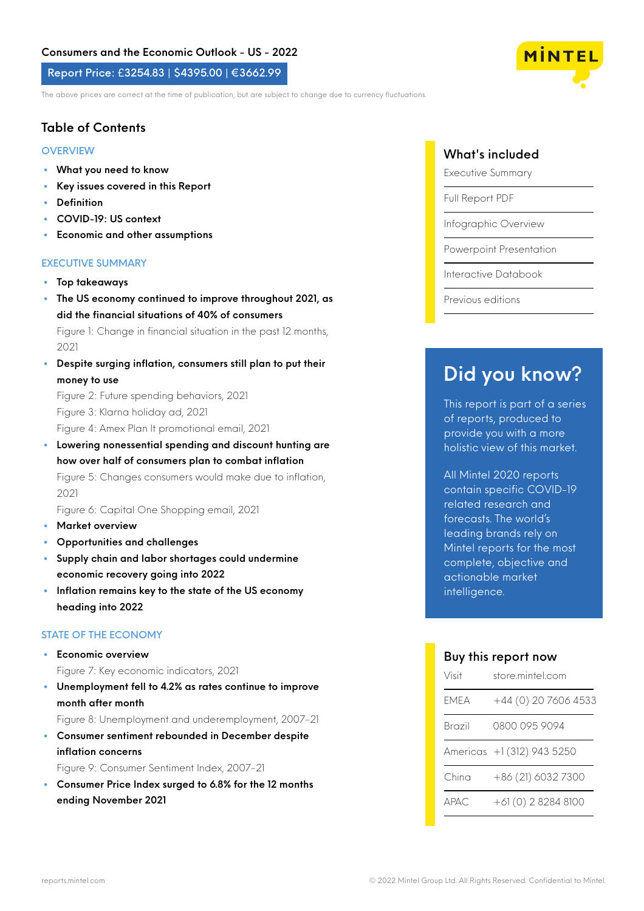Consumers and the Economic Outlook - US - 2022

**Report Price: £3254.83 | $4395.00 | €3662.99**

The above prices are correct at the time of publication, but are subject to change due to currency fluctuations.

## Table of Contents

### OVERVIEW

- **What you need to know**
- **Key issues covered in this Report**
- **Definition**
- **COVID-19: US context**
- **Economic and other assumptions**

### EXECUTIVE SUMMARY

- **Top takeaways**
- **The US economy continued to improve throughout 2021, as did the financial situations of 40% of consumers**
  Figure 1: Change in financial situation in the past 12 months, 2021
- **Despite surging inflation, consumers still plan to put their money to use**
  Figure 2: Future spending behaviors, 2021
  Figure 3: Klarna holiday ad, 2021
  Figure 4: Amex Plan It promotional email, 2021
- **Lowering nonessential spending and discount hunting are how over half of consumers plan to combat inflation**
  Figure 5: Changes consumers would make due to inflation, 2021
  Figure 6: Capital One Shopping email, 2021
- **Market overview**
- **Opportunities and challenges**
- **Supply chain and labor shortages could undermine economic recovery going into 2022**
- **Inflation remains key to the state of the US economy heading into 2022**

### STATE OF THE ECONOMY

- **Economic overview**
  Figure 7: Key economic indicators, 2021
- **Unemployment fell to 4.2% as rates continue to improve month after month**
  Figure 8: Unemployment and underemployment, 2007-21
- **Consumer sentiment rebounded in December despite inflation concerns**
  Figure 9: Consumer Sentiment Index, 2007-21
- **Consumer Price Index surged to 6.8% for the 12 months ending November 2021**

## What's included

- Executive Summary
- Full Report PDF
- Infographic Overview
- Powerpoint Presentation
- Interactive Databook
- Previous editions

## Did you know?

This report is part of a series of reports, produced to provide you with a more holistic view of this market.

All Mintel 2020 reports contain specific COVID-19 related research and forecasts. The world's leading brands rely on Mintel reports for the most complete, objective and actionable market intelligence.

## Buy this report now

| | |
|---|---|
| Visit | store.mintel.com |
| EMEA | +44 (0) 20 7606 4533 |
| Brazil | 0800 095 9094 |
| Americas | +1 (312) 943 5250 |
| China | +86 (21) 6032 7300 |
| APAC | +61 (0) 2 8284 8100 |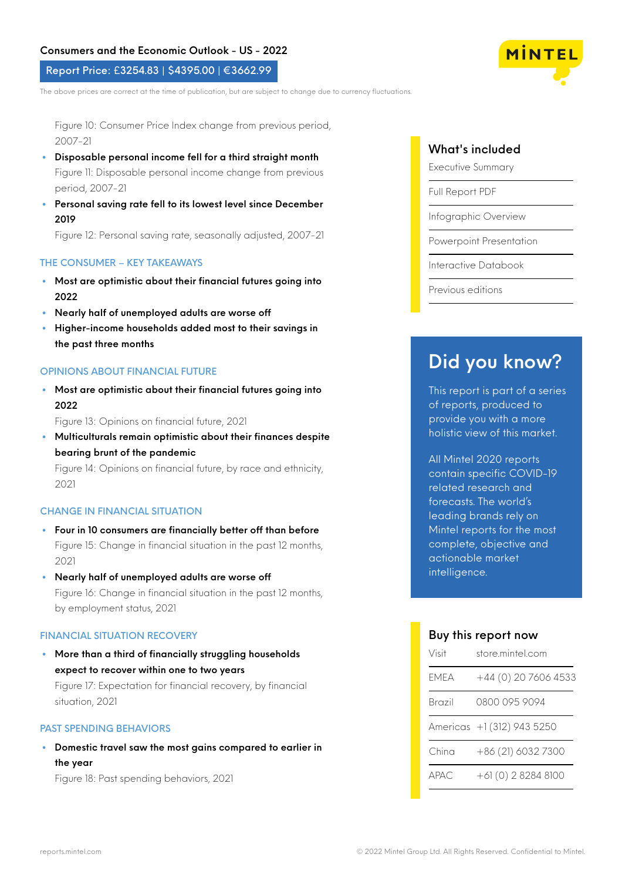# Consumers and the Economic Outlook - US - 2022

**Report Price: £3254.83 | $4395.00 | €3662.99**

The above prices are correct at the time of publication, but are subject to change due to currency fluctuations.

Figure 10: Consumer Price Index change from previous period, 2007-21

- **Disposable personal income fell for a third straight month**
  Figure 11: Disposable personal income change from previous period, 2007-21
- **Personal saving rate fell to its lowest level since December 2019**
  Figure 12: Personal saving rate, seasonally adjusted, 2007-21

## THE CONSUMER – KEY TAKEAWAYS

- **Most are optimistic about their financial futures going into 2022**
- **Nearly half of unemployed adults are worse off**
- **Higher-income households added most to their savings in the past three months**

## OPINIONS ABOUT FINANCIAL FUTURE

- **Most are optimistic about their financial futures going into 2022**
  Figure 13: Opinions on financial future, 2021
- **Multiculturals remain optimistic about their finances despite bearing brunt of the pandemic**
  Figure 14: Opinions on financial future, by race and ethnicity, 2021

## CHANGE IN FINANCIAL SITUATION

- **Four in 10 consumers are financially better off than before**
  Figure 15: Change in financial situation in the past 12 months, 2021
- **Nearly half of unemployed adults are worse off**
  Figure 16: Change in financial situation in the past 12 months, by employment status, 2021

## FINANCIAL SITUATION RECOVERY

- **More than a third of financially struggling households expect to recover within one to two years**
  Figure 17: Expectation for financial recovery, by financial situation, 2021

## PAST SPENDING BEHAVIORS

- **Domestic travel saw the most gains compared to earlier in the year**
  Figure 18: Past spending behaviors, 2021

## What's included

- Executive Summary
- Full Report PDF
- Infographic Overview
- Powerpoint Presentation
- Interactive Databook
- Previous editions

## Did you know?

This report is part of a series of reports, produced to provide you with a more holistic view of this market.

All Mintel 2020 reports contain specific COVID-19 related research and forecasts. The world's leading brands rely on Mintel reports for the most complete, objective and actionable market intelligence.

## Buy this report now

| | |
|---|---|
| Visit | store.mintel.com |
| EMEA | +44 (0) 20 7606 4533 |
| Brazil | 0800 095 9094 |
| Americas | +1 (312) 943 5250 |
| China | +86 (21) 6032 7300 |
| APAC | +61 (0) 2 8284 8100 |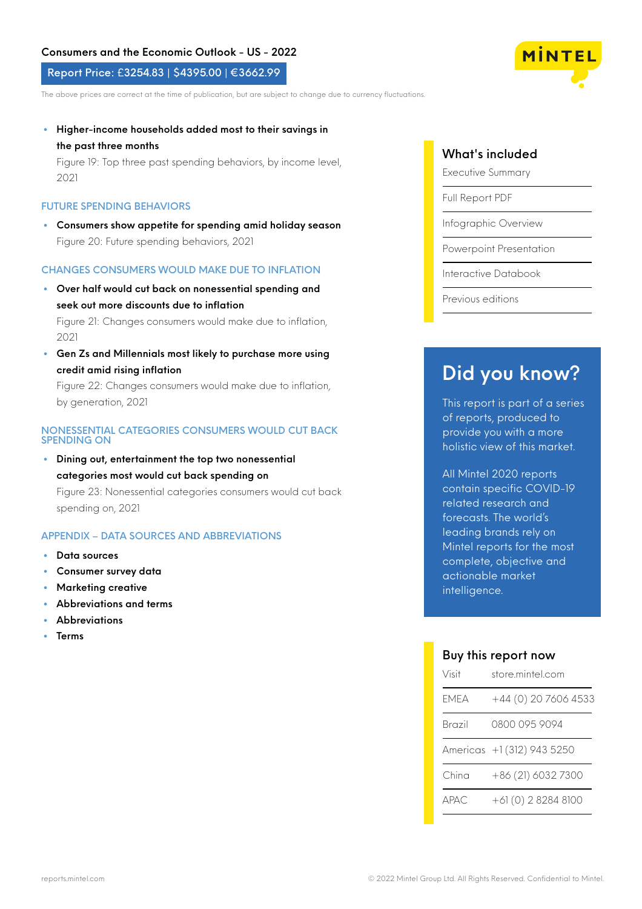# Consumers and the Economic Outlook - US - 2022

**Report Price: £3254.83 | $4395.00 | €3662.99**

The above prices are correct at the time of publication, but are subject to change due to currency fluctuations.

- **Higher-income households added most to their savings in the past three months**
  Figure 19: Top three past spending behaviors, by income level, 2021

## FUTURE SPENDING BEHAVIORS

- **Consumers show appetite for spending amid holiday season**
  Figure 20: Future spending behaviors, 2021

## CHANGES CONSUMERS WOULD MAKE DUE TO INFLATION

- **Over half would cut back on nonessential spending and seek out more discounts due to inflation**
  Figure 21: Changes consumers would make due to inflation, 2021
- **Gen Zs and Millennials most likely to purchase more using credit amid rising inflation**
  Figure 22: Changes consumers would make due to inflation, by generation, 2021

## NONESSENTIAL CATEGORIES CONSUMERS WOULD CUT BACK SPENDING ON

- **Dining out, entertainment the top two nonessential categories most would cut back spending on**
  Figure 23: Nonessential categories consumers would cut back spending on, 2021

## APPENDIX – DATA SOURCES AND ABBREVIATIONS

- **Data sources**
- **Consumer survey data**
- **Marketing creative**
- **Abbreviations and terms**
- **Abbreviations**
- **Terms**

## What's included

- Executive Summary
- Full Report PDF
- Infographic Overview
- Powerpoint Presentation
- Interactive Databook
- Previous editions

## Did you know?

This report is part of a series of reports, produced to provide you with a more holistic view of this market.

All Mintel 2020 reports contain specific COVID-19 related research and forecasts. The world's leading brands rely on Mintel reports for the most complete, objective and actionable market intelligence.

## Buy this report now

| | |
|---|---|
| Visit | store.mintel.com |
| EMEA | +44 (0) 20 7606 4533 |
| Brazil | 0800 095 9094 |
| Americas | +1 (312) 943 5250 |
| China | +86 (21) 6032 7300 |
| APAC | +61 (0) 2 8284 8100 |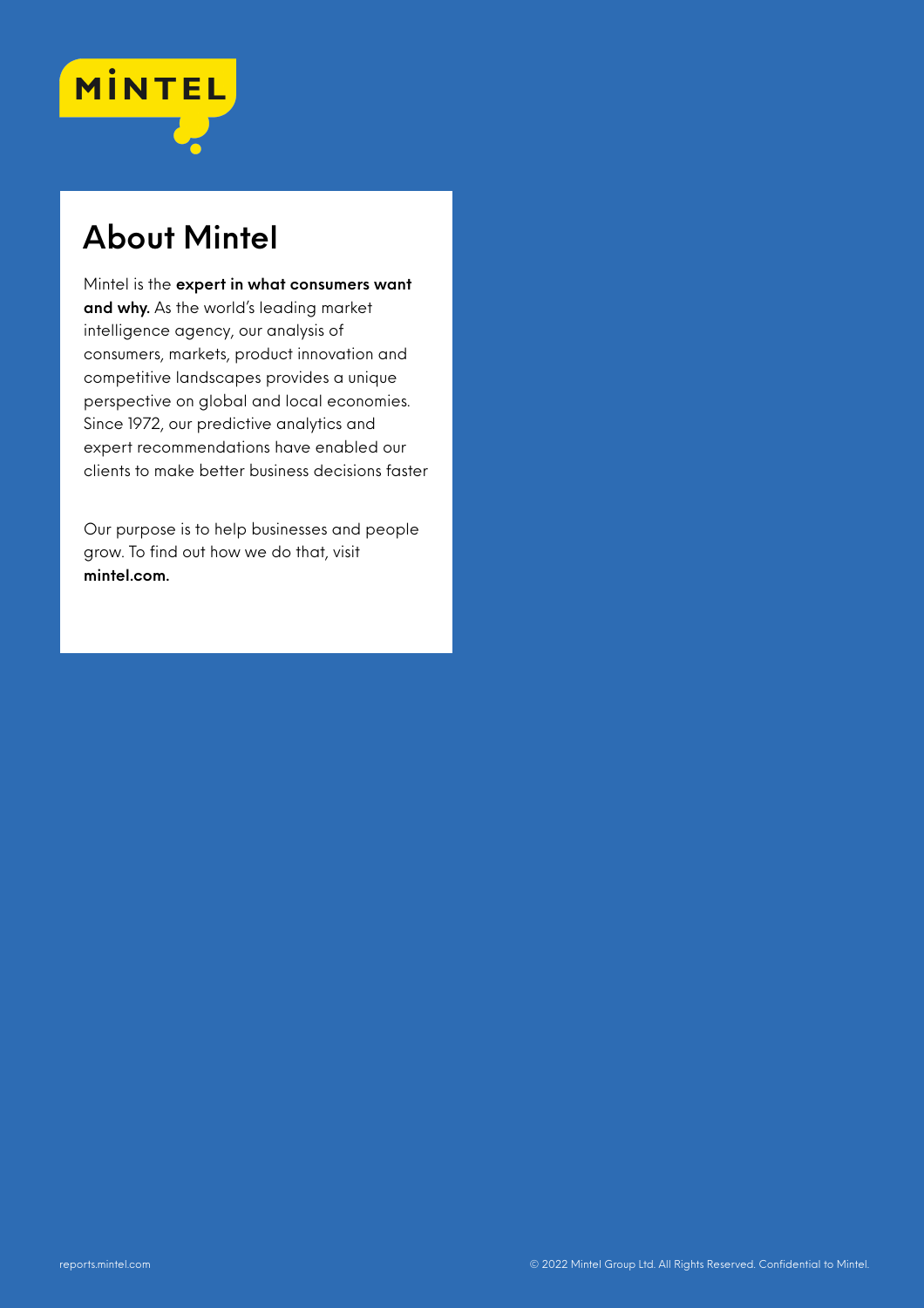# About Mintel

Mintel is the **expert in what consumers want and why.** As the world's leading market intelligence agency, our analysis of consumers, markets, product innovation and competitive landscapes provides a unique perspective on global and local economies. Since 1972, our predictive analytics and expert recommendations have enabled our clients to make better business decisions faster

Our purpose is to help businesses and people grow. To find out how we do that, visit **mintel.com.**